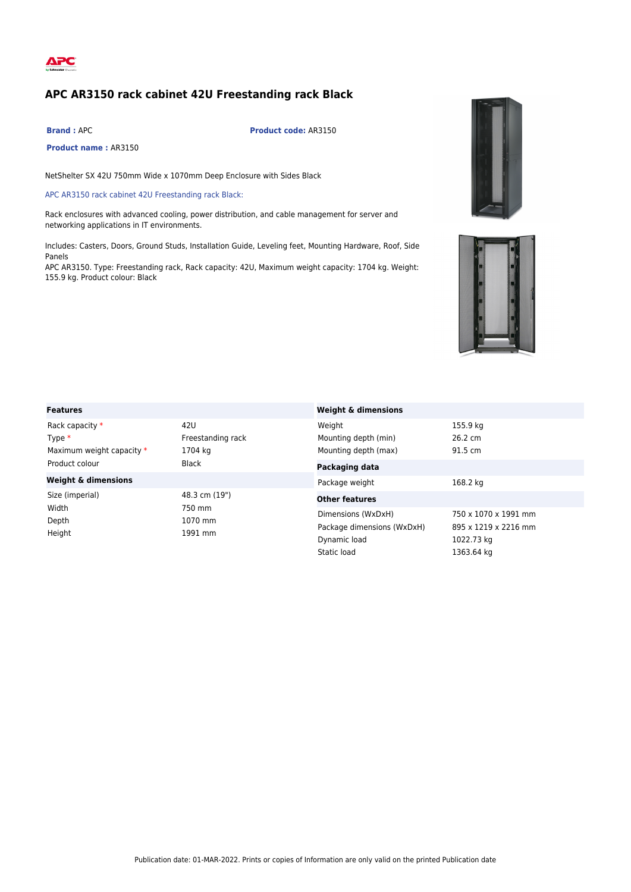# APC AR3150 rack cabinet 42U Freestanding rack Black

**Brand :** APC **Product code:** AR3150

**Product name :** AR3150

NetShelter SX 42U 750mm Wide x 1070mm Deep Enclosure with Sides Black

APC AR3150 rack cabinet 42U Freestanding rack Black:

Rack enclosures with advanced cooling, power distribution, and cable management for server and networking applications in IT environments.

Includes: Casters, Doors, Ground Studs, Installation Guide, Leveling feet, Mounting Hardware, Roof, Side Panels
APC AR3150. Type: Freestanding rack, Rack capacity: 42U, Maximum weight capacity: 1704 kg. Weight: 155.9 kg. Product colour: Black

| **Features** | |
|---|---|
| Rack capacity * | 42U |
| Type * | Freestanding rack |
| Maximum weight capacity * | 1704 kg |
| Product colour | Black |
| **Weight & dimensions** | |
| Size (imperial) | 48.3 cm (19") |
| Width | 750 mm |
| Depth | 1070 mm |
| Height | 1991 mm |

| **Weight & dimensions** | |
|---|---|
| Weight | 155.9 kg |
| Mounting depth (min) | 26.2 cm |
| Mounting depth (max) | 91.5 cm |
| **Packaging data** | |
| Package weight | 168.2 kg |
| **Other features** | |
| Dimensions (WxDxH) | 750 x 1070 x 1991 mm |
| Package dimensions (WxDxH) | 895 x 1219 x 2216 mm |
| Dynamic load | 1022.73 kg |
| Static load | 1363.64 kg |

Publication date: 01-MAR-2022. Prints or copies of Information are only valid on the printed Publication date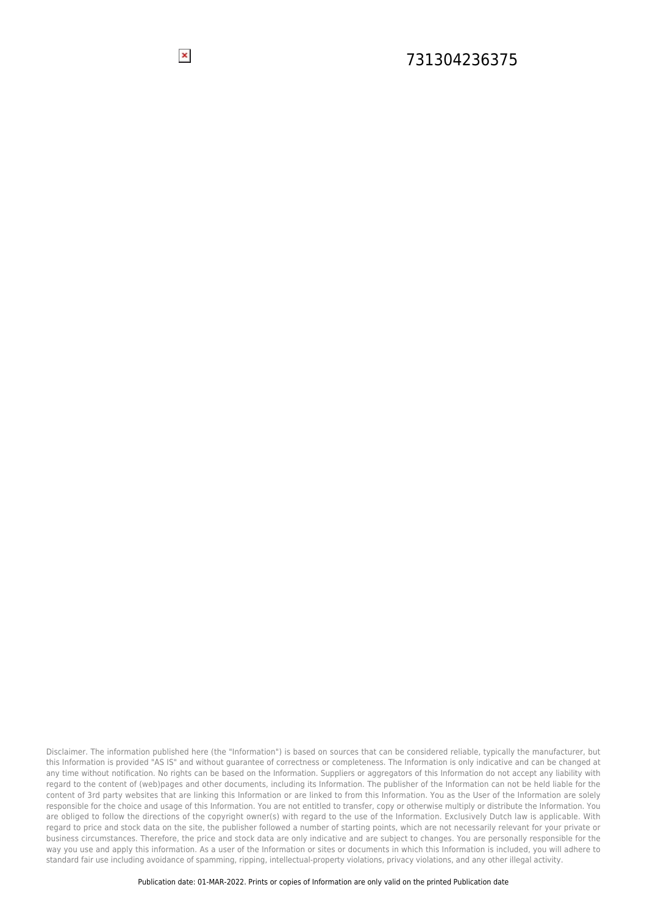731304236375

Disclaimer. The information published here (the "Information") is based on sources that can be considered reliable, typically the manufacturer, but this Information is provided "AS IS" and without guarantee of correctness or completeness. The Information is only indicative and can be changed at any time without notification. No rights can be based on the Information. Suppliers or aggregators of this Information do not accept any liability with regard to the content of (web)pages and other documents, including its Information. The publisher of the Information can not be held liable for the content of 3rd party websites that are linking this Information or are linked to from this Information. You as the User of the Information are solely responsible for the choice and usage of this Information. You are not entitled to transfer, copy or otherwise multiply or distribute the Information. You are obliged to follow the directions of the copyright owner(s) with regard to the use of the Information. Exclusively Dutch law is applicable. With regard to price and stock data on the site, the publisher followed a number of starting points, which are not necessarily relevant for your private or business circumstances. Therefore, the price and stock data are only indicative and are subject to changes. You are personally responsible for the way you use and apply this information. As a user of the Information or sites or documents in which this Information is included, you will adhere to standard fair use including avoidance of spamming, ripping, intellectual-property violations, privacy violations, and any other illegal activity.

Publication date: 01-MAR-2022. Prints or copies of Information are only valid on the printed Publication date